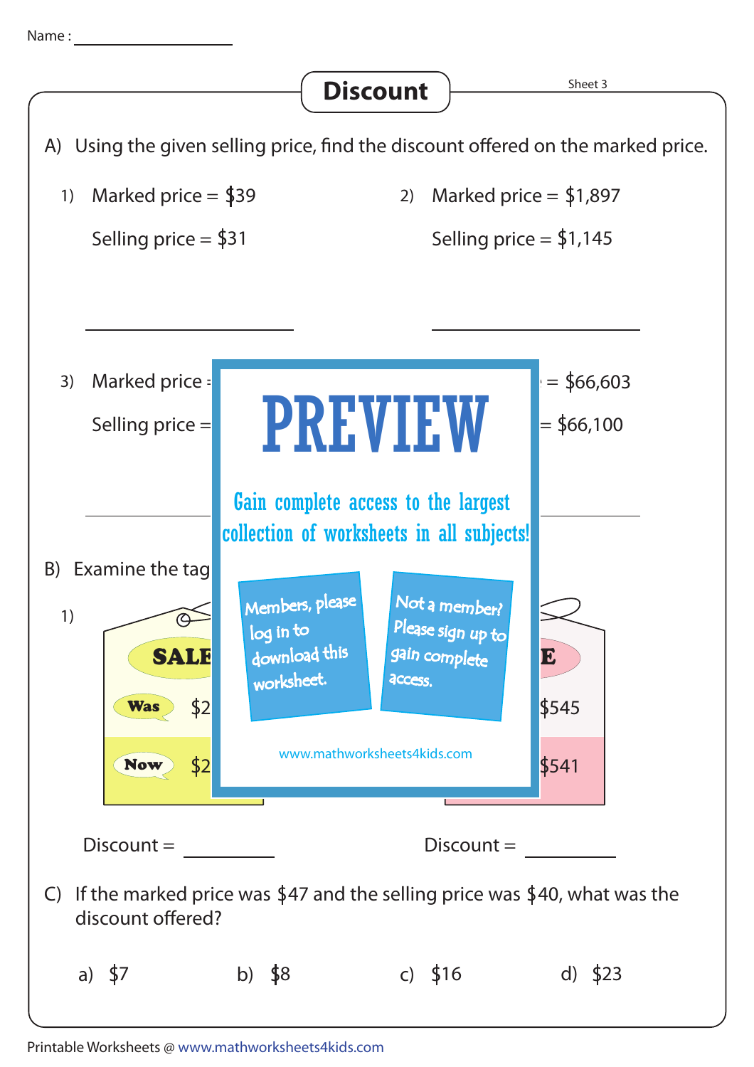Name : ________________

# Discount

Sheet 3

A) Using the given selling price, find the discount offered on the marked price.

1) Marked price = $39

Selling price = $31

_______________

2) Marked price = $1,897

Selling price = $1,145

_______________

3) Marked price =

Selling price =

_______________

= $66,603

= $66,100

_______________

PREVIEW

Gain complete access to the largest collection of worksheets in all subjects!

Members, please log in to download this worksheet.

Not a member? Please sign up to gain complete access.

www.mathworksheets4kids.com

B) Examine the tag

1)

SALE

Was $2

Now $2

Discount = __________

E

$545

$541

Discount = __________

C) If the marked price was $47 and the selling price was $40, what was the discount offered?

a) $7 b) $8 c) $16 d) $23

Printable Worksheets @ www.mathworksheets4kids.com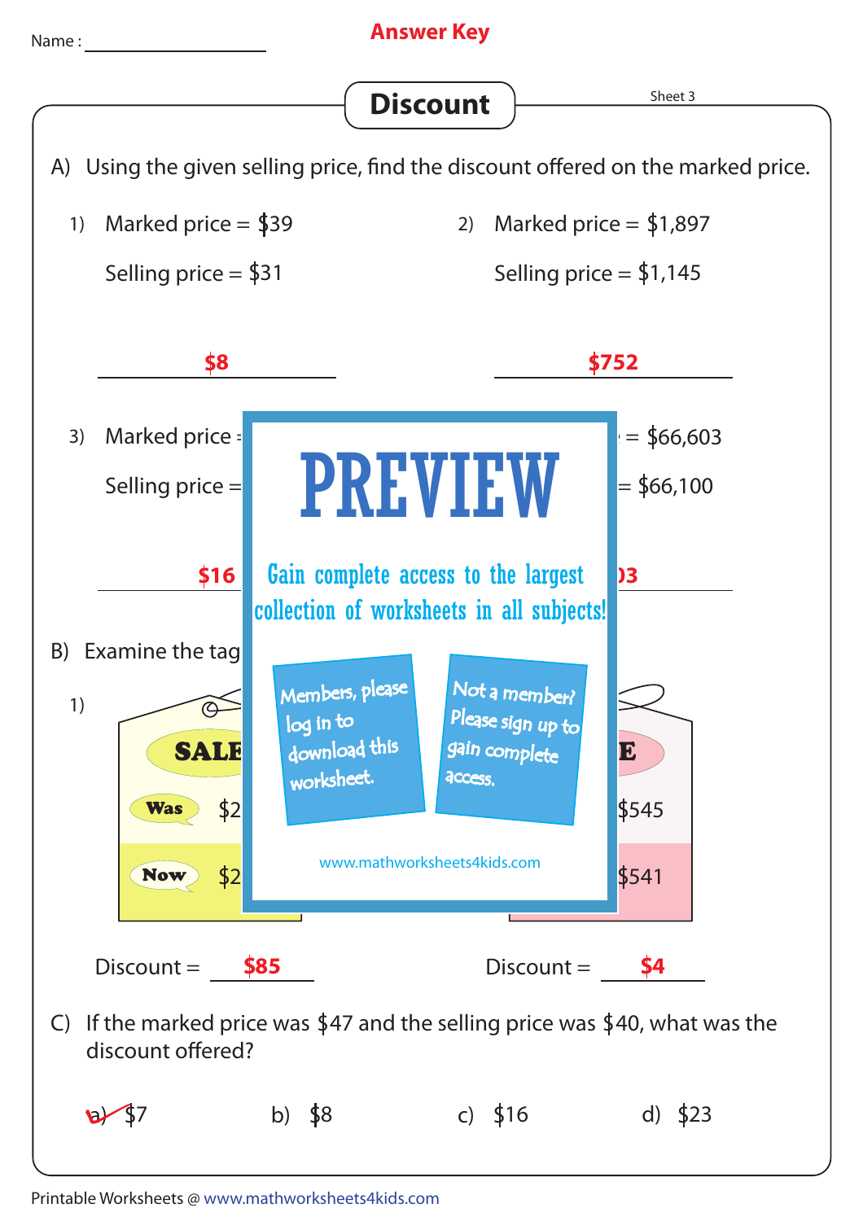Name : ____________

**Answer Key**

# Discount

Sheet 3

A) Using the given selling price, find the discount offered on the marked price.

1) Marked price = $39

Selling price = $31

**$8**

2) Marked price = $1,897

Selling price = $1,145

**$752**

3) Marked price =

Selling price =

**$16**

= $66,603

= $66,100

**03**

PREVIEW

Gain complete access to the largest collection of worksheets in all subjects!

Members, please log in to download this worksheet.

Not a member? Please sign up to gain complete access.

www.mathworksheets4kids.com

B) Examine the tag

1)

SALE

Was $2

Now $2

E

$545

$541

Discount = **$85**

Discount = **$4**

C) If the marked price was $47 and the selling price was $40, what was the discount offered?

a) $7 (✓) b) $8 c) $16 d) $23

Printable Worksheets @ www.mathworksheets4kids.com